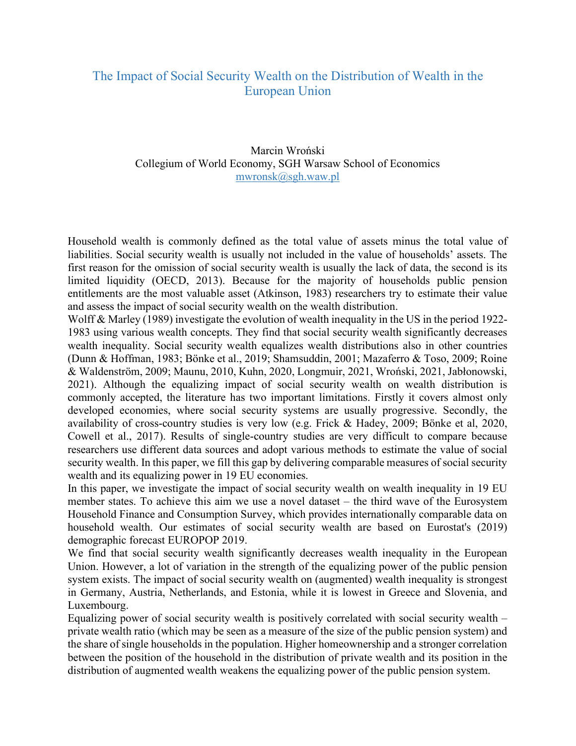# The Impact of Social Security Wealth on the Distribution of Wealth in the European Union

Marcin Wroński
Collegium of World Economy, SGH Warsaw School of Economics
mwronsk@sgh.waw.pl

Household wealth is commonly defined as the total value of assets minus the total value of liabilities. Social security wealth is usually not included in the value of households' assets. The first reason for the omission of social security wealth is usually the lack of data, the second is its limited liquidity (OECD, 2013). Because for the majority of households public pension entitlements are the most valuable asset (Atkinson, 1983) researchers try to estimate their value and assess the impact of social security wealth on the wealth distribution.

Wolff & Marley (1989) investigate the evolution of wealth inequality in the US in the period 1922-1983 using various wealth concepts. They find that social security wealth significantly decreases wealth inequality. Social security wealth equalizes wealth distributions also in other countries (Dunn & Hoffman, 1983; Bönke et al., 2019; Shamsuddin, 2001; Mazaferro & Toso, 2009; Roine & Waldenström, 2009; Maunu, 2010, Kuhn, 2020, Longmuir, 2021, Wroński, 2021, Jabłonowski, 2021). Although the equalizing impact of social security wealth on wealth distribution is commonly accepted, the literature has two important limitations. Firstly it covers almost only developed economies, where social security systems are usually progressive. Secondly, the availability of cross-country studies is very low (e.g. Frick & Hadey, 2009; Bönke et al, 2020, Cowell et al., 2017). Results of single-country studies are very difficult to compare because researchers use different data sources and adopt various methods to estimate the value of social security wealth. In this paper, we fill this gap by delivering comparable measures of social security wealth and its equalizing power in 19 EU economies.

In this paper, we investigate the impact of social security wealth on wealth inequality in 19 EU member states. To achieve this aim we use a novel dataset – the third wave of the Eurosystem Household Finance and Consumption Survey, which provides internationally comparable data on household wealth. Our estimates of social security wealth are based on Eurostat's (2019) demographic forecast EUROPOP 2019.

We find that social security wealth significantly decreases wealth inequality in the European Union. However, a lot of variation in the strength of the equalizing power of the public pension system exists. The impact of social security wealth on (augmented) wealth inequality is strongest in Germany, Austria, Netherlands, and Estonia, while it is lowest in Greece and Slovenia, and Luxembourg.

Equalizing power of social security wealth is positively correlated with social security wealth – private wealth ratio (which may be seen as a measure of the size of the public pension system) and the share of single households in the population. Higher homeownership and a stronger correlation between the position of the household in the distribution of private wealth and its position in the distribution of augmented wealth weakens the equalizing power of the public pension system.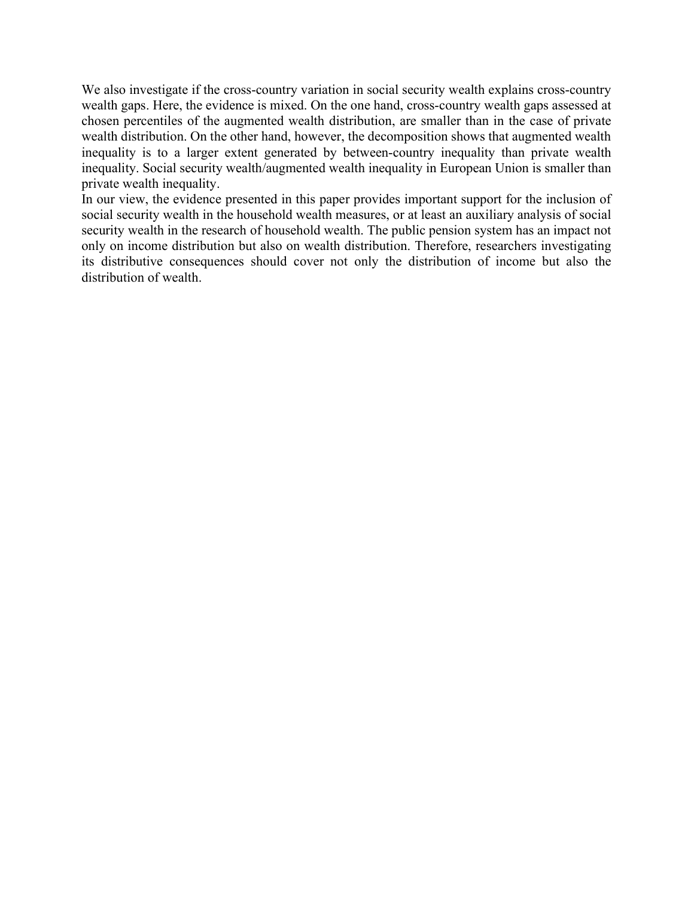We also investigate if the cross-country variation in social security wealth explains cross-country wealth gaps. Here, the evidence is mixed. On the one hand, cross-country wealth gaps assessed at chosen percentiles of the augmented wealth distribution, are smaller than in the case of private wealth distribution. On the other hand, however, the decomposition shows that augmented wealth inequality is to a larger extent generated by between-country inequality than private wealth inequality. Social security wealth/augmented wealth inequality in European Union is smaller than private wealth inequality.

In our view, the evidence presented in this paper provides important support for the inclusion of social security wealth in the household wealth measures, or at least an auxiliary analysis of social security wealth in the research of household wealth. The public pension system has an impact not only on income distribution but also on wealth distribution. Therefore, researchers investigating its distributive consequences should cover not only the distribution of income but also the distribution of wealth.